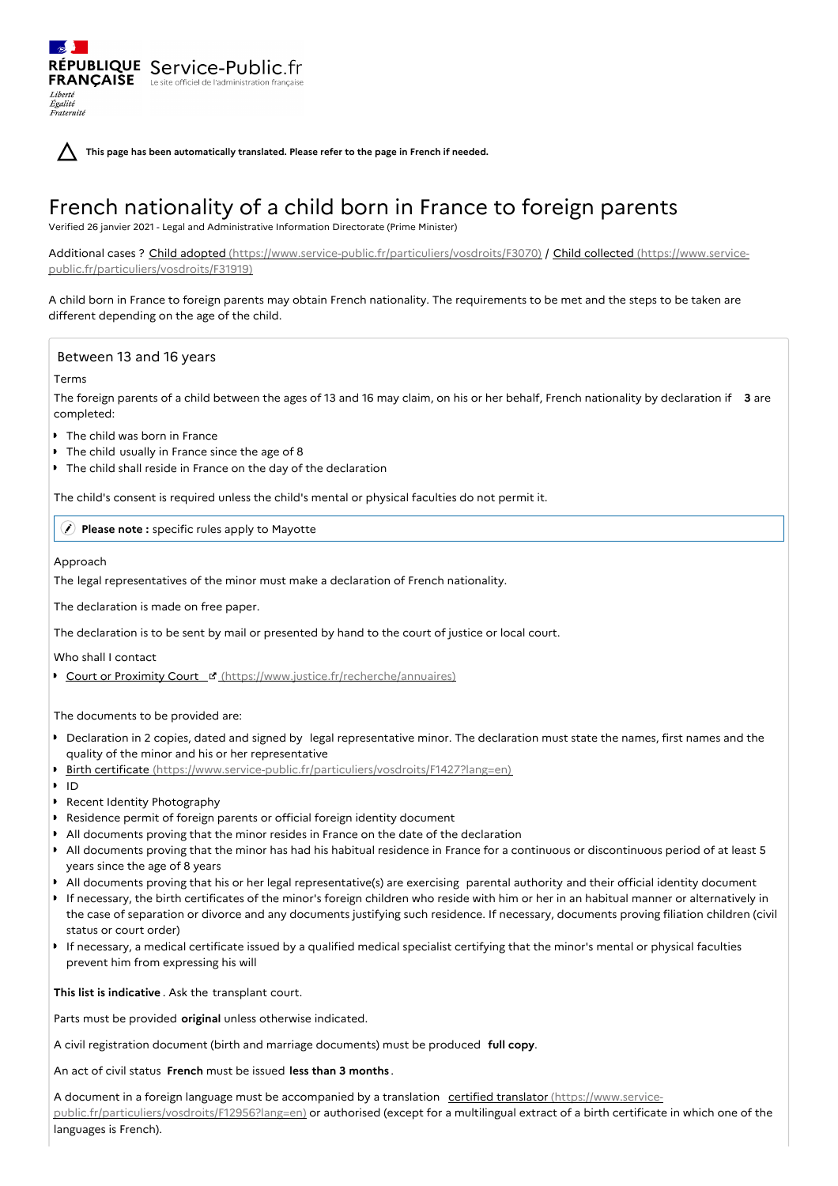RÉPUBLIQUE FRANÇAISE Service-Public.fr
Le site officiel de l'administration française

Liberté
Égalité
Fraternité

**This page has been automatically translated. Please refer to the page in French if needed.**

# French nationality of a child born in France to foreign parents

Verified 26 janvier 2021 - Legal and Administrative Information Directorate (Prime Minister)

Additional cases ? Child adopted (https://www.service-public.fr/particuliers/vosdroits/F3070) / Child collected (https://www.service-public.fr/particuliers/vosdroits/F31919)

A child born in France to foreign parents may obtain French nationality. The requirements to be met and the steps to be taken are different depending on the age of the child.

## Between 13 and 16 years

### Terms

The foreign parents of a child between the ages of 13 and 16 may claim, on his or her behalf, French nationality by declaration if **3** are completed:

- The child was born in France
- The child usually in France since the age of 8
- The child shall reside in France on the day of the declaration

The child's consent is required unless the child's mental or physical faculties do not permit it.

**Please note :** specific rules apply to Mayotte

### Approach

The legal representatives of the minor must make a declaration of French nationality.

The declaration is made on free paper.

The declaration is to be sent by mail or presented by hand to the court of justice or local court.

Who shall I contact

- Court or Proximity Court (https://www.justice.fr/recherche/annuaires)

The documents to be provided are:

- Declaration in 2 copies, dated and signed by legal representative minor. The declaration must state the names, first names and the quality of the minor and his or her representative
- Birth certificate (https://www.service-public.fr/particuliers/vosdroits/F1427?lang=en)
- ID
- Recent Identity Photography
- Residence permit of foreign parents or official foreign identity document
- All documents proving that the minor resides in France on the date of the declaration
- All documents proving that the minor has had his habitual residence in France for a continuous or discontinuous period of at least 5 years since the age of 8 years
- All documents proving that his or her legal representative(s) are exercising parental authority and their official identity document
- If necessary, the birth certificates of the minor's foreign children who reside with him or her in an habitual manner or alternatively in the case of separation or divorce and any documents justifying such residence. If necessary, documents proving filiation children (civil status or court order)
- If necessary, a medical certificate issued by a qualified medical specialist certifying that the minor's mental or physical faculties prevent him from expressing his will

**This list is indicative** . Ask the transplant court.

Parts must be provided **original** unless otherwise indicated.

A civil registration document (birth and marriage documents) must be produced **full copy**.

An act of civil status **French** must be issued **less than 3 months** .

A document in a foreign language must be accompanied by a translation certified translator (https://www.service-public.fr/particuliers/vosdroits/F12956?lang=en) or authorised (except for a multilingual extract of a birth certificate in which one of the languages is French).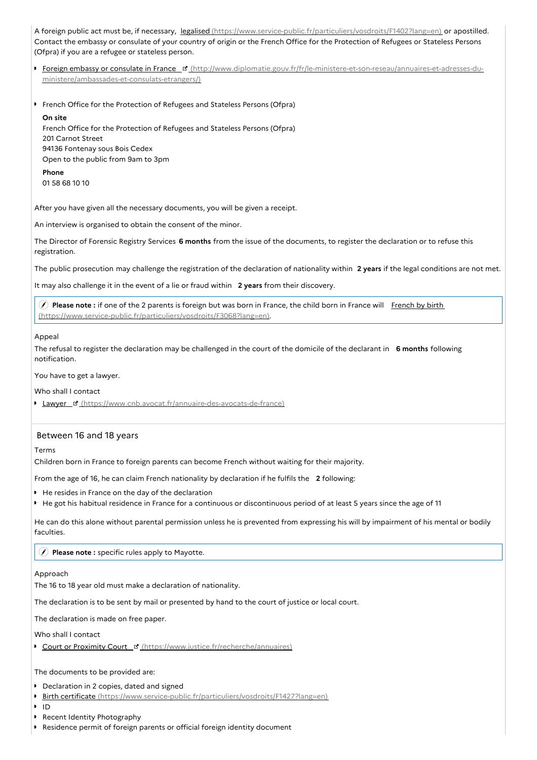A foreign public act must be, if necessary, [legalised (https://www.service-public.fr/particuliers/vosdroits/F1402?lang=en)](https://www.service-public.fr/particuliers/vosdroits/F1402?lang=en) or apostilled. Contact the embassy or consulate of your country of origin or the French Office for the Protection of Refugees or Stateless Persons (Ofpra) if you are a refugee or stateless person.

- [Foreign embassy or consulate in France (http://www.diplomatie.gouv.fr/fr/le-ministere-et-son-reseau/annuaires-et-adresses-du-ministere/ambassades-et-consulats-etrangers/)](http://www.diplomatie.gouv.fr/fr/le-ministere-et-son-reseau/annuaires-et-adresses-du-ministere/ambassades-et-consulats-etrangers/)

- French Office for the Protection of Refugees and Stateless Persons (Ofpra)

  **On site**
  French Office for the Protection of Refugees and Stateless Persons (Ofpra)
  201 Carnot Street
  94136 Fontenay sous Bois Cedex
  Open to the public from 9am to 3pm

  **Phone**
  01 58 68 10 10

After you have given all the necessary documents, you will be given a receipt.

An interview is organised to obtain the consent of the minor.

The Director of Forensic Registry Services **6 months** from the issue of the documents, to register the declaration or to refuse this registration.

The public prosecution may challenge the registration of the declaration of nationality within **2 years** if the legal conditions are not met.

It may also challenge it in the event of a lie or fraud within **2 years** from their discovery.

> **Please note :** if one of the 2 parents is foreign but was born in France, the child born in France will [French by birth (https://www.service-public.fr/particuliers/vosdroits/F3068?lang=en)](https://www.service-public.fr/particuliers/vosdroits/F3068?lang=en).

Appeal

The refusal to register the declaration may be challenged in the court of the domicile of the declarant in **6 months** following notification.

You have to get a lawyer.

Who shall I contact

- [Lawyer (https://www.cnb.avocat.fr/annuaire-des-avocats-de-france)](https://www.cnb.avocat.fr/annuaire-des-avocats-de-france)

## Between 16 and 18 years

Terms

Children born in France to foreign parents can become French without waiting for their majority.

From the age of 16, he can claim French nationality by declaration if he fulfils the **2** following:

- He resides in France on the day of the declaration
- He got his habitual residence in France for a continuous or discontinuous period of at least 5 years since the age of 11

He can do this alone without parental permission unless he is prevented from expressing his will by impairment of his mental or bodily faculties.

> **Please note :** specific rules apply to Mayotte.

Approach

The 16 to 18 year old must make a declaration of nationality.

The declaration is to be sent by mail or presented by hand to the court of justice or local court.

The declaration is made on free paper.

Who shall I contact

- [Court or Proximity Court (https://www.justice.fr/recherche/annuaires)](https://www.justice.fr/recherche/annuaires)

The documents to be provided are:

- Declaration in 2 copies, dated and signed
- [Birth certificate (https://www.service-public.fr/particuliers/vosdroits/F1427?lang=en)](https://www.service-public.fr/particuliers/vosdroits/F1427?lang=en)
- ID
- Recent Identity Photography
- Residence permit of foreign parents or official foreign identity document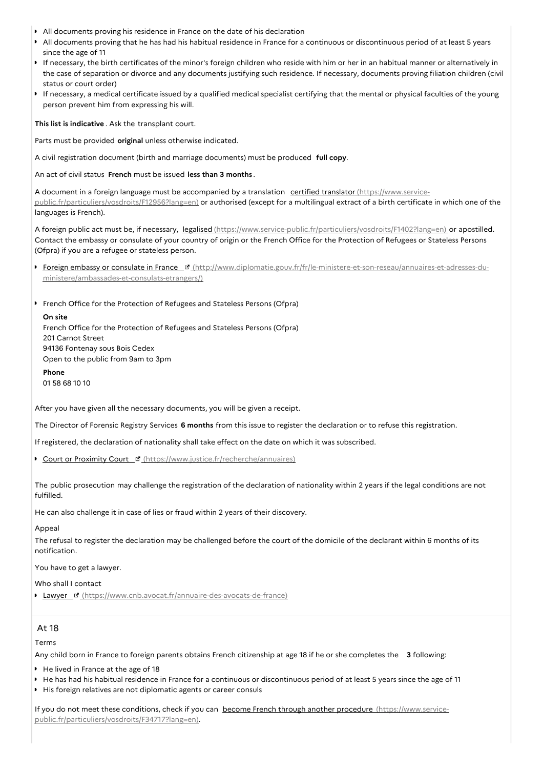- All documents proving his residence in France on the date of his declaration
- All documents proving that he has had his habitual residence in France for a continuous or discontinuous period of at least 5 years since the age of 11
- If necessary, the birth certificates of the minor's foreign children who reside with him or her in an habitual manner or alternatively in the case of separation or divorce and any documents justifying such residence. If necessary, documents proving filiation children (civil status or court order)
- If necessary, a medical certificate issued by a qualified medical specialist certifying that the mental or physical faculties of the young person prevent him from expressing his will.

**This list is indicative** . Ask the transplant court.

Parts must be provided **original** unless otherwise indicated.

A civil registration document (birth and marriage documents) must be produced **full copy**.

An act of civil status **French** must be issued **less than 3 months** .

A document in a foreign language must be accompanied by a translation certified translator (https://www.service-public.fr/particuliers/vosdroits/F12956?lang=en) or authorised (except for a multilingual extract of a birth certificate in which one of the languages is French).

A foreign public act must be, if necessary, legalised (https://www.service-public.fr/particuliers/vosdroits/F1402?lang=en) or apostilled. Contact the embassy or consulate of your country of origin or the French Office for the Protection of Refugees or Stateless Persons (Ofpra) if you are a refugee or stateless person.

- Foreign embassy or consulate in France (http://www.diplomatie.gouv.fr/fr/le-ministere-et-son-reseau/annuaires-et-adresses-du-ministere/ambassades-et-consulats-etrangers/)

- French Office for the Protection of Refugees and Stateless Persons (Ofpra)

  **On site**
  French Office for the Protection of Refugees and Stateless Persons (Ofpra)
  201 Carnot Street
  94136 Fontenay sous Bois Cedex
  Open to the public from 9am to 3pm

  **Phone**
  01 58 68 10 10

After you have given all the necessary documents, you will be given a receipt.

The Director of Forensic Registry Services **6 months** from this issue to register the declaration or to refuse this registration.

If registered, the declaration of nationality shall take effect on the date on which it was subscribed.

- Court or Proximity Court (https://www.justice.fr/recherche/annuaires)

The public prosecution may challenge the registration of the declaration of nationality within 2 years if the legal conditions are not fulfilled.

He can also challenge it in case of lies or fraud within 2 years of their discovery.

Appeal

The refusal to register the declaration may be challenged before the court of the domicile of the declarant within 6 months of its notification.

You have to get a lawyer.

Who shall I contact

- Lawyer (https://www.cnb.avocat.fr/annuaire-des-avocats-de-france)

## At 18

Terms

Any child born in France to foreign parents obtains French citizenship at age 18 if he or she completes the **3** following:

- He lived in France at the age of 18
- He has had his habitual residence in France for a continuous or discontinuous period of at least 5 years since the age of 11
- His foreign relatives are not diplomatic agents or career consuls

If you do not meet these conditions, check if you can become French through another procedure (https://www.service-public.fr/particuliers/vosdroits/F34717?lang=en).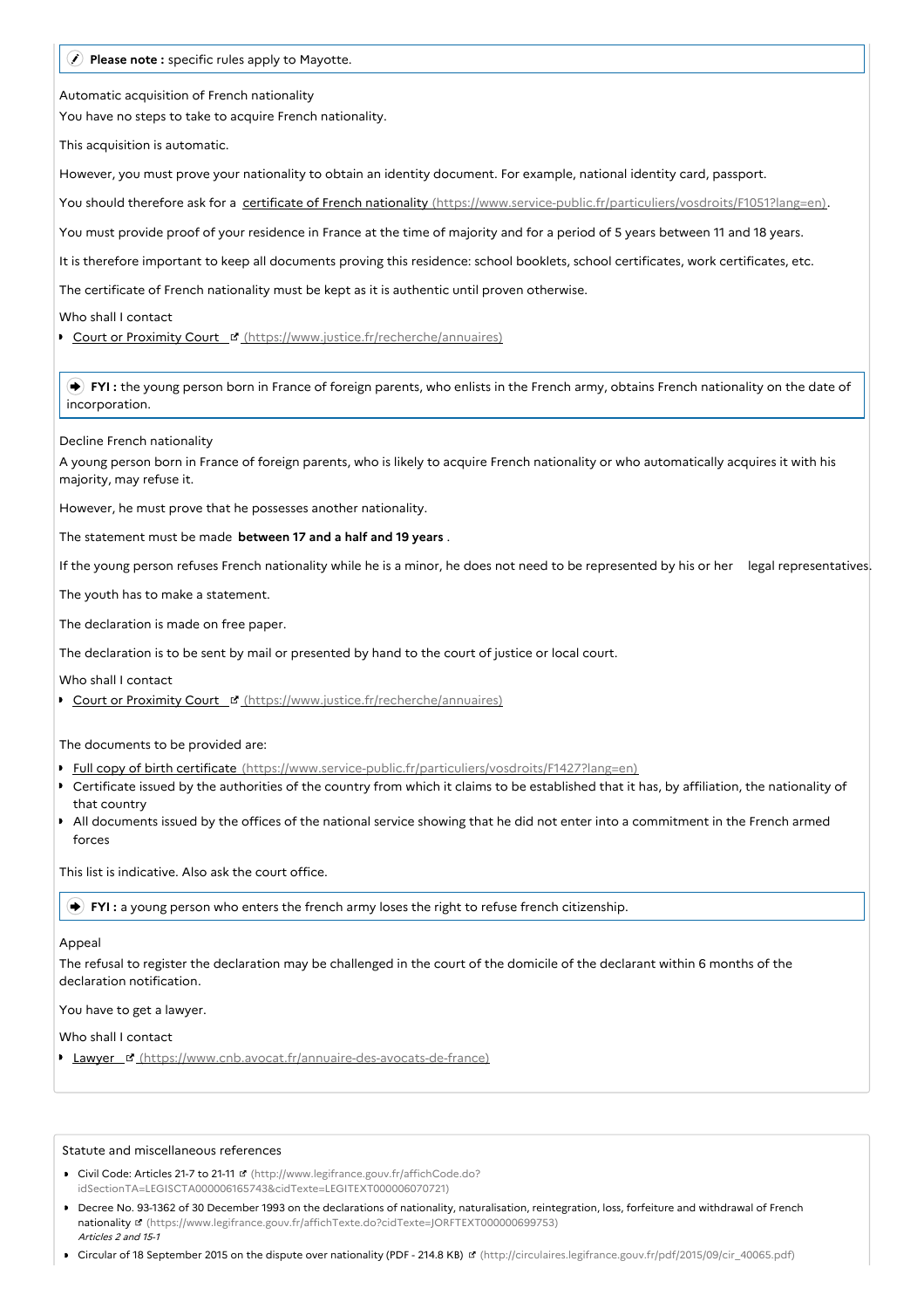> ✎ **Please note :** specific rules apply to Mayotte.

Automatic acquisition of French nationality

You have no steps to take to acquire French nationality.

This acquisition is automatic.

However, you must prove your nationality to obtain an identity document. For example, national identity card, passport.

You should therefore ask for a certificate of French nationality (https://www.service-public.fr/particuliers/vosdroits/F1051?lang=en).

You must provide proof of your residence in France at the time of majority and for a period of 5 years between 11 and 18 years.

It is therefore important to keep all documents proving this residence: school booklets, school certificates, work certificates, etc.

The certificate of French nationality must be kept as it is authentic until proven otherwise.

Who shall I contact

- Court or Proximity Court (https://www.justice.fr/recherche/annuaires)

> **FYI :** the young person born in France of foreign parents, who enlists in the French army, obtains French nationality on the date of incorporation.

Decline French nationality

A young person born in France of foreign parents, who is likely to acquire French nationality or who automatically acquires it with his majority, may refuse it.

However, he must prove that he possesses another nationality.

The statement must be made **between 17 and a half and 19 years** .

If the young person refuses French nationality while he is a minor, he does not need to be represented by his or her legal representatives.

The youth has to make a statement.

The declaration is made on free paper.

The declaration is to be sent by mail or presented by hand to the court of justice or local court.

Who shall I contact

- Court or Proximity Court (https://www.justice.fr/recherche/annuaires)

The documents to be provided are:

- Full copy of birth certificate (https://www.service-public.fr/particuliers/vosdroits/F1427?lang=en)
- Certificate issued by the authorities of the country from which it claims to be established that it has, by affiliation, the nationality of that country
- All documents issued by the offices of the national service showing that he did not enter into a commitment in the French armed forces

This list is indicative. Also ask the court office.

> **FYI :** a young person who enters the french army loses the right to refuse french citizenship.

Appeal

The refusal to register the declaration may be challenged in the court of the domicile of the declarant within 6 months of the declaration notification.

You have to get a lawyer.

Who shall I contact

- Lawyer (https://www.cnb.avocat.fr/annuaire-des-avocats-de-france)

Statute and miscellaneous references

- Civil Code: Articles 21-7 to 21-11 (http://www.legifrance.gouv.fr/affichCode.do?idSectionTA=LEGISCTA000006165743&cidTexte=LEGITEXT000006070721)
- Decree No. 93-1362 of 30 December 1993 on the declarations of nationality, naturalisation, reintegration, loss, forfeiture and withdrawal of French nationality (https://www.legifrance.gouv.fr/affichTexte.do?cidTexte=JORFTEXT000000699753)
  *Articles 2 and 15-1*
- Circular of 18 September 2015 on the dispute over nationality (PDF - 214.8 KB) (http://circulaires.legifrance.gouv.fr/pdf/2015/09/cir_40065.pdf)